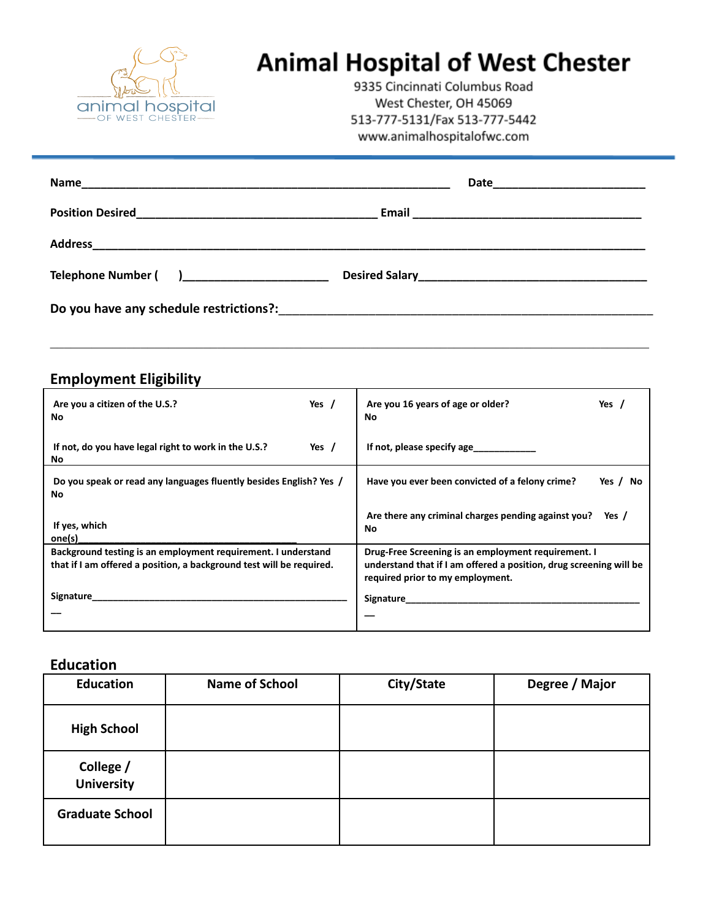# Animal Hospital of West Chester

9335 Cincinnati Columbus Road
West Chester, OH 45069
513-777-5131/Fax 513-777-5442
www.animalhospitalofwc.com

---

**Name**_______________________________________________ **Date**___________________

**Position Desired**______________________________ **Email** _____________________________

**Address**______________________________________________________________________

**Telephone Number (    )**__________________ **Desired Salary**_____________________________

**Do you have any schedule restrictions?:**_____________________________________________

_________________________________________________________________________________

## Employment Eligibility

| | |
|---|---|
| **Are you a citizen of the U.S.?** **Yes / No**<br><br>**If not, do you have legal right to work in the U.S.?** **Yes / No** | **Are you 16 years of age or older?** **Yes / No**<br><br>**If not, please specify age**____________ |
| **Do you speak or read any languages fluently besides English? Yes / No**<br><br>**If yes, which one(s)**______________________________ | **Have you ever been convicted of a felony crime?** **Yes / No**<br><br>**Are there any criminal charges pending against you?** **Yes / No** |
| **Background testing is an employment requirement. I understand that if I am offered a position, a background test will be required.**<br><br>**Signature**____________________________________ | **Drug-Free Screening is an employment requirement. I understand that if I am offered a position, drug screening will be required prior to my employment.**<br><br>**Signature**____________________________________ |

## Education

| Education | Name of School | City/State | Degree / Major |
|---|---|---|---|
| **High School** | | | |
| **College / University** | | | |
| **Graduate School** | | | |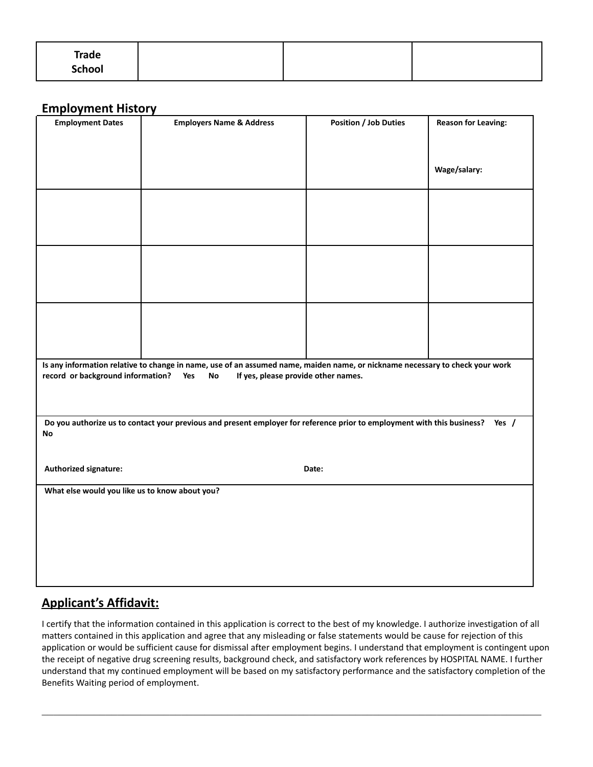| Trade School | | | |
|---|---|---|---|

## Employment History

| Employment Dates | Employers Name & Address | Position / Job Duties | Reason for Leaving: Wage/salary: |
|---|---|---|---|
| | | | |
| | | | |
| | | | |

**Is any information relative to change in name, use of an assumed name, maiden name, or nickname necessary to check your work record or background information? Yes No If yes, please provide other names.**

**Do you authorize us to contact your previous and present employer for reference prior to employment with this business? Yes / No**

**Authorized signature:** **Date:**

**What else would you like us to know about you?**

## Applicant's Affidavit:

I certify that the information contained in this application is correct to the best of my knowledge. I authorize investigation of all matters contained in this application and agree that any misleading or false statements would be cause for rejection of this application or would be sufficient cause for dismissal after employment begins. I understand that employment is contingent upon the receipt of negative drug screening results, background check, and satisfactory work references by HOSPITAL NAME. I further understand that my continued employment will be based on my satisfactory performance and the satisfactory completion of the Benefits Waiting period of employment.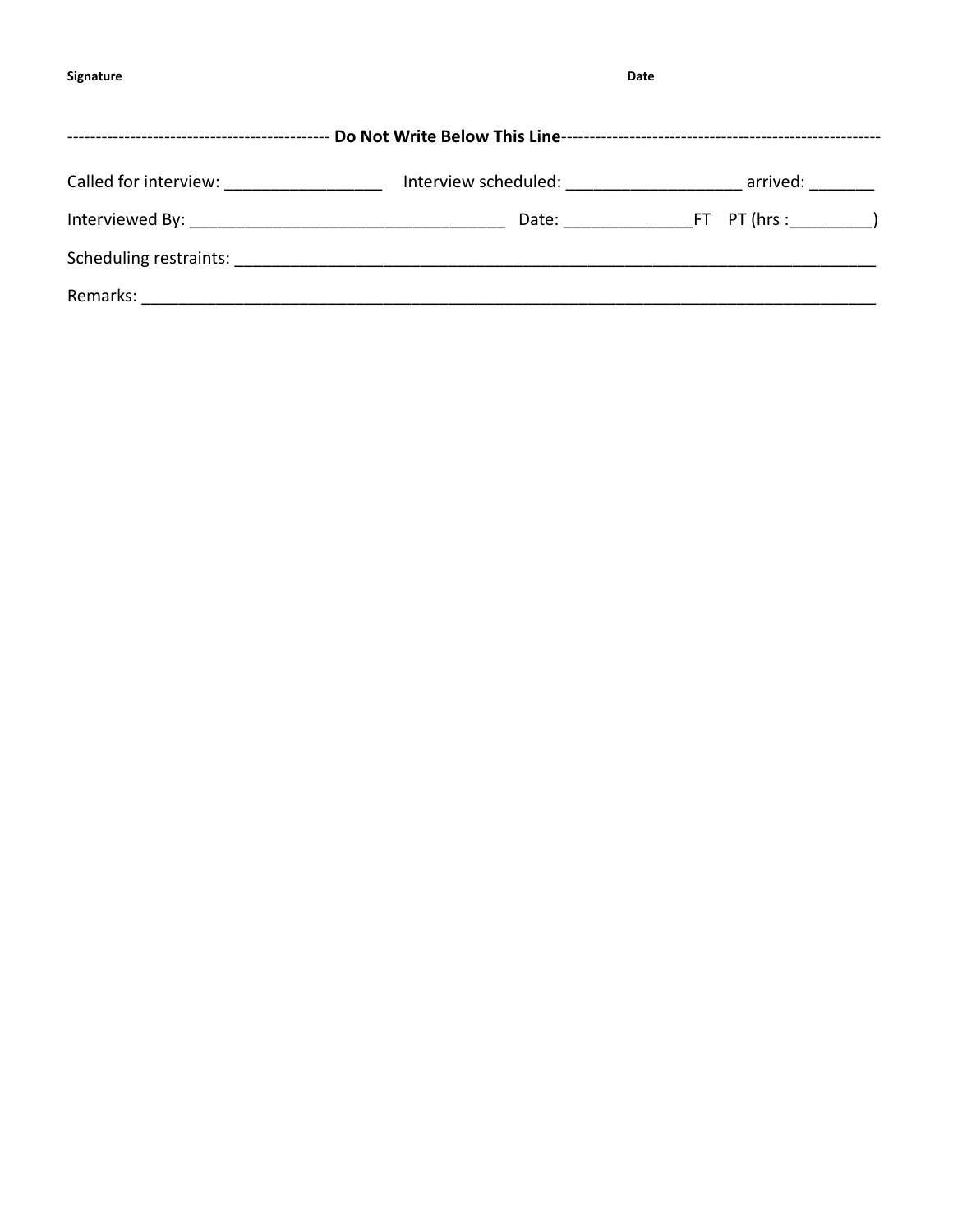**Signature** **Date**

---------------------------------------------- **Do Not Write Below This Line**---------------------------------------------------------

Called for interview: _________________ Interview scheduled: ___________________ arrived: _______

Interviewed By: __________________________________ Date: ______________FT PT (hrs :_________)

Scheduling restraints: _________________________________________________________________________

Remarks: ________________________________________________________________________________